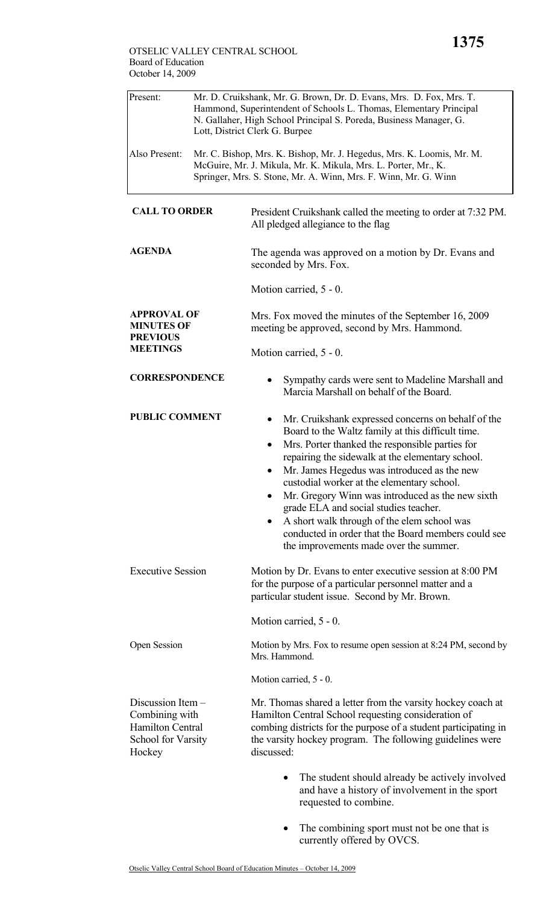OTSELIC VALLEY CENTRAL SCHOOL
Board of Education
October 14, 2009

| | |
|---|---|
| Present: | Mr. D. Cruikshank, Mr. G. Brown, Dr. D. Evans, Mrs. D. Fox, Mrs. T. Hammond, Superintendent of Schools L. Thomas, Elementary Principal N. Gallaher, High School Principal S. Poreda, Business Manager, G. Lott, District Clerk G. Burpee |
| Also Present: | Mr. C. Bishop, Mrs. K. Bishop, Mr. J. Hegedus, Mrs. K. Loomis, Mr. M. McGuire, Mr. J. Mikula, Mr. K. Mikula, Mrs. L. Porter, Mr., K. Springer, Mrs. S. Stone, Mr. A. Winn, Mrs. F. Winn, Mr. G. Winn |

**CALL TO ORDER**

President Cruikshank called the meeting to order at 7:32 PM. All pledged allegiance to the flag

**AGENDA**

The agenda was approved on a motion by Dr. Evans and seconded by Mrs. Fox.

Motion carried, 5 - 0.

**APPROVAL OF MINUTES OF PREVIOUS MEETINGS**

Mrs. Fox moved the minutes of the September 16, 2009 meeting be approved, second by Mrs. Hammond.

Motion carried, 5 - 0.

**CORRESPONDENCE**

- Sympathy cards were sent to Madeline Marshall and Marcia Marshall on behalf of the Board.

**PUBLIC COMMENT**

- Mr. Cruikshank expressed concerns on behalf of the Board to the Waltz family at this difficult time.
- Mrs. Porter thanked the responsible parties for repairing the sidewalk at the elementary school.
- Mr. James Hegedus was introduced as the new custodial worker at the elementary school.
- Mr. Gregory Winn was introduced as the new sixth grade ELA and social studies teacher.
- A short walk through of the elem school was conducted in order that the Board members could see the improvements made over the summer.

Executive Session

Motion by Dr. Evans to enter executive session at 8:00 PM for the purpose of a particular personnel matter and a particular student issue. Second by Mr. Brown.

Motion carried, 5 - 0.

Open Session

Motion by Mrs. Fox to resume open session at 8:24 PM, second by Mrs. Hammond.

Motion carried, 5 - 0.

Discussion Item – Combining with Hamilton Central School for Varsity Hockey

Mr. Thomas shared a letter from the varsity hockey coach at Hamilton Central School requesting consideration of combing districts for the purpose of a student participating in the varsity hockey program. The following guidelines were discussed:

- The student should already be actively involved and have a history of involvement in the sport requested to combine.
- The combining sport must not be one that is currently offered by OVCS.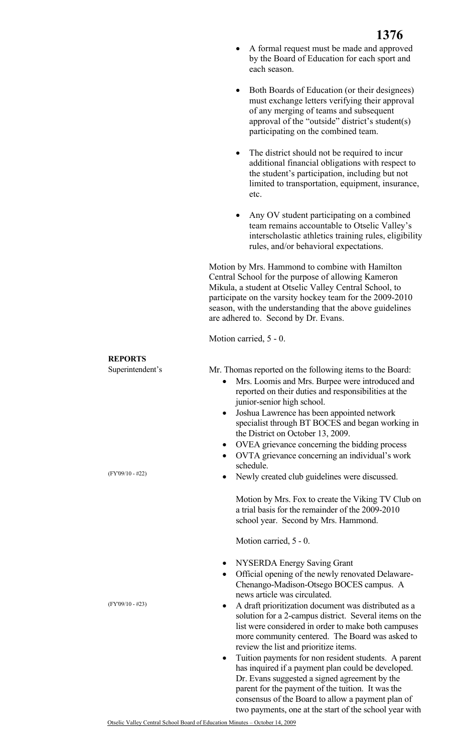- A formal request must be made and approved by the Board of Education for each sport and each season.

- Both Boards of Education (or their designees) must exchange letters verifying their approval of any merging of teams and subsequent approval of the "outside" district's student(s) participating on the combined team.

- The district should not be required to incur additional financial obligations with respect to the student's participation, including but not limited to transportation, equipment, insurance, etc.

- Any OV student participating on a combined team remains accountable to Otselic Valley's interscholastic athletics training rules, eligibility rules, and/or behavioral expectations.

Motion by Mrs. Hammond to combine with Hamilton Central School for the purpose of allowing Kameron Mikula, a student at Otselic Valley Central School, to participate on the varsity hockey team for the 2009-2010 season, with the understanding that the above guidelines are adhered to. Second by Dr. Evans.

Motion carried, 5 - 0.

**REPORTS**

Superintendent's

Mr. Thomas reported on the following items to the Board:

- Mrs. Loomis and Mrs. Burpee were introduced and reported on their duties and responsibilities at the junior-senior high school.
- Joshua Lawrence has been appointed network specialist through BT BOCES and began working in the District on October 13, 2009.
- OVEA grievance concerning the bidding process
- OVTA grievance concerning an individual's work schedule.
- Newly created club guidelines were discussed.

(FY'09/10 - #22)

Motion by Mrs. Fox to create the Viking TV Club on a trial basis for the remainder of the 2009-2010 school year. Second by Mrs. Hammond.

Motion carried, 5 - 0.

- NYSERDA Energy Saving Grant
- Official opening of the newly renovated Delaware-Chenango-Madison-Otsego BOCES campus. A news article was circulated.
- A draft prioritization document was distributed as a solution for a 2-campus district. Several items on the list were considered in order to make both campuses more community centered. The Board was asked to review the list and prioritize items.
- Tuition payments for non resident students. A parent has inquired if a payment plan could be developed. Dr. Evans suggested a signed agreement by the parent for the payment of the tuition. It was the consensus of the Board to allow a payment plan of two payments, one at the start of the school year with

(FY'09/10 - #23)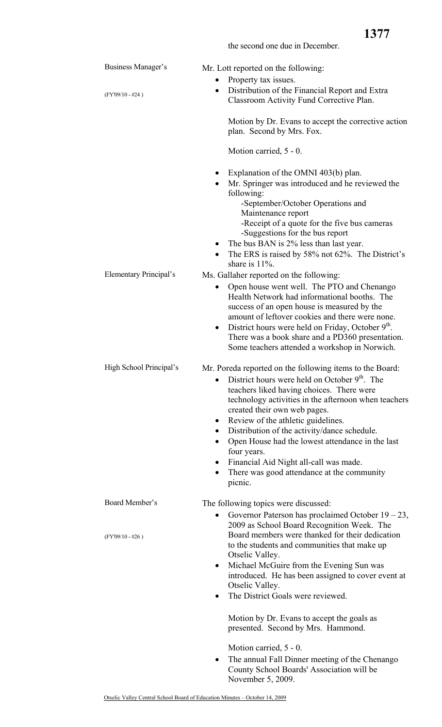the second one due in December.

**Business Manager's**

(FY'09/10 - #24 )

Mr. Lott reported on the following:

- Property tax issues.
- Distribution of the Financial Report and Extra Classroom Activity Fund Corrective Plan.

  Motion by Dr. Evans to accept the corrective action plan. Second by Mrs. Fox.

  Motion carried, 5 - 0.

- Explanation of the OMNI 403(b) plan.
- Mr. Springer was introduced and he reviewed the following:
  - -September/October Operations and Maintenance report
  - -Receipt of a quote for the five bus cameras
  - -Suggestions for the bus report
- The bus BAN is 2% less than last year.
- The ERS is raised by 58% not 62%. The District's share is 11%.

**Elementary Principal's**

Ms. Gallaher reported on the following:

- Open house went well. The PTO and Chenango Health Network had informational booths. The success of an open house is measured by the amount of leftover cookies and there were none.
- District hours were held on Friday, October 9th. There was a book share and a PD360 presentation. Some teachers attended a workshop in Norwich.

**High School Principal's**

Mr. Poreda reported on the following items to the Board:

- District hours were held on October 9th. The teachers liked having choices. There were technology activities in the afternoon when teachers created their own web pages.
- Review of the athletic guidelines.
- Distribution of the activity/dance schedule.
- Open House had the lowest attendance in the last four years.
- Financial Aid Night all-call was made.
- There was good attendance at the community picnic.

**Board Member's**

(FY'09/10 - #26 )

The following topics were discussed:

- Governor Paterson has proclaimed October 19 – 23, 2009 as School Board Recognition Week. The Board members were thanked for their dedication to the students and communities that make up Otselic Valley.
- Michael McGuire from the Evening Sun was introduced. He has been assigned to cover event at Otselic Valley.
- The District Goals were reviewed.

  Motion by Dr. Evans to accept the goals as presented. Second by Mrs. Hammond.

  Motion carried, 5 - 0.

- The annual Fall Dinner meeting of the Chenango County School Boards' Association will be November 5, 2009.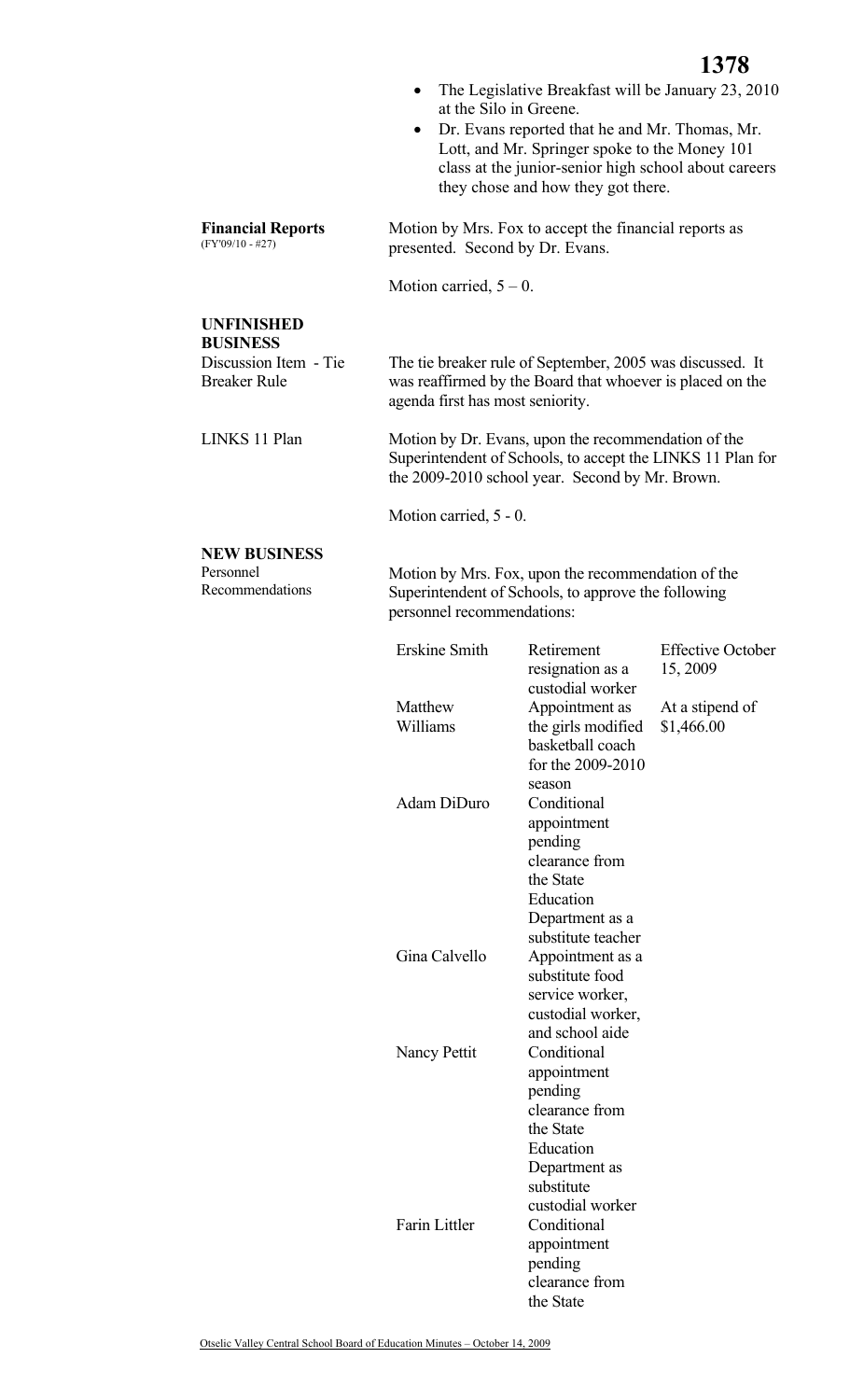- The Legislative Breakfast will be January 23, 2010 at the Silo in Greene.
- Dr. Evans reported that he and Mr. Thomas, Mr. Lott, and Mr. Springer spoke to the Money 101 class at the junior-senior high school about careers they chose and how they got there.

**Financial Reports** (FY'09/10 - #27)

Motion by Mrs. Fox to accept the financial reports as presented. Second by Dr. Evans.

Motion carried, 5 – 0.

**UNFINISHED BUSINESS**

Discussion Item - Tie Breaker Rule

The tie breaker rule of September, 2005 was discussed. It was reaffirmed by the Board that whoever is placed on the agenda first has most seniority.

LINKS 11 Plan

Motion by Dr. Evans, upon the recommendation of the Superintendent of Schools, to accept the LINKS 11 Plan for the 2009-2010 school year. Second by Mr. Brown.

Motion carried, 5 - 0.

**NEW BUSINESS**

Personnel Recommendations

Motion by Mrs. Fox, upon the recommendation of the Superintendent of Schools, to approve the following personnel recommendations:

| | | |
|---|---|---|
| Erskine Smith | Retirement resignation as a custodial worker | Effective October 15, 2009 |
| Matthew Williams | Appointment as the girls modified basketball coach for the 2009-2010 season | At a stipend of $1,466.00 |
| Adam DiDuro | Conditional appointment pending clearance from the State Education Department as a substitute teacher | |
| Gina Calvello | Appointment as a substitute food service worker, custodial worker, and school aide | |
| Nancy Pettit | Conditional appointment pending clearance from the State Education Department as substitute custodial worker | |
| Farin Littler | Conditional appointment pending clearance from the State | |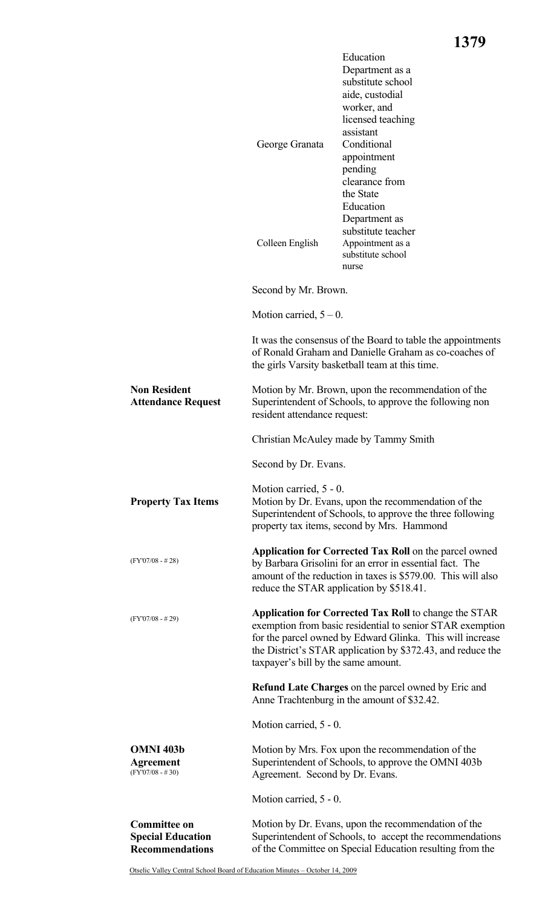| | |
|---|---|
| | Education Department as a substitute school aide, custodial worker, and licensed teaching assistant |
| George Granata | Conditional appointment pending clearance from the State Education Department as substitute teacher |
| Colleen English | Appointment as a substitute school nurse |

Second by Mr. Brown.

Motion carried, 5 – 0.

It was the consensus of the Board to table the appointments of Ronald Graham and Danielle Graham as co-coaches of the girls Varsity basketball team at this time.

**Non Resident Attendance Request**

Motion by Mr. Brown, upon the recommendation of the Superintendent of Schools, to approve the following non resident attendance request:

Christian McAuley made by Tammy Smith

Second by Dr. Evans.

Motion carried, 5 - 0.

**Property Tax Items**

Motion by Dr. Evans, upon the recommendation of the Superintendent of Schools, to approve the three following property tax items, second by Mrs. Hammond

(FY'07/08 - # 28)

**Application for Corrected Tax Roll** on the parcel owned by Barbara Grisolini for an error in essential fact. The amount of the reduction in taxes is $579.00. This will also reduce the STAR application by $518.41.

(FY'07/08 - # 29)

**Application for Corrected Tax Roll** to change the STAR exemption from basic residential to senior STAR exemption for the parcel owned by Edward Glinka. This will increase the District's STAR application by $372.43, and reduce the taxpayer's bill by the same amount.

**Refund Late Charges** on the parcel owned by Eric and Anne Trachtenburg in the amount of $32.42.

Motion carried, 5 - 0.

**OMNI 403b Agreement**
(FY'07/08 - # 30)

Motion by Mrs. Fox upon the recommendation of the Superintendent of Schools, to approve the OMNI 403b Agreement. Second by Dr. Evans.

Motion carried, 5 - 0.

**Committee on Special Education Recommendations**

Motion by Dr. Evans, upon the recommendation of the Superintendent of Schools, to accept the recommendations of the Committee on Special Education resulting from the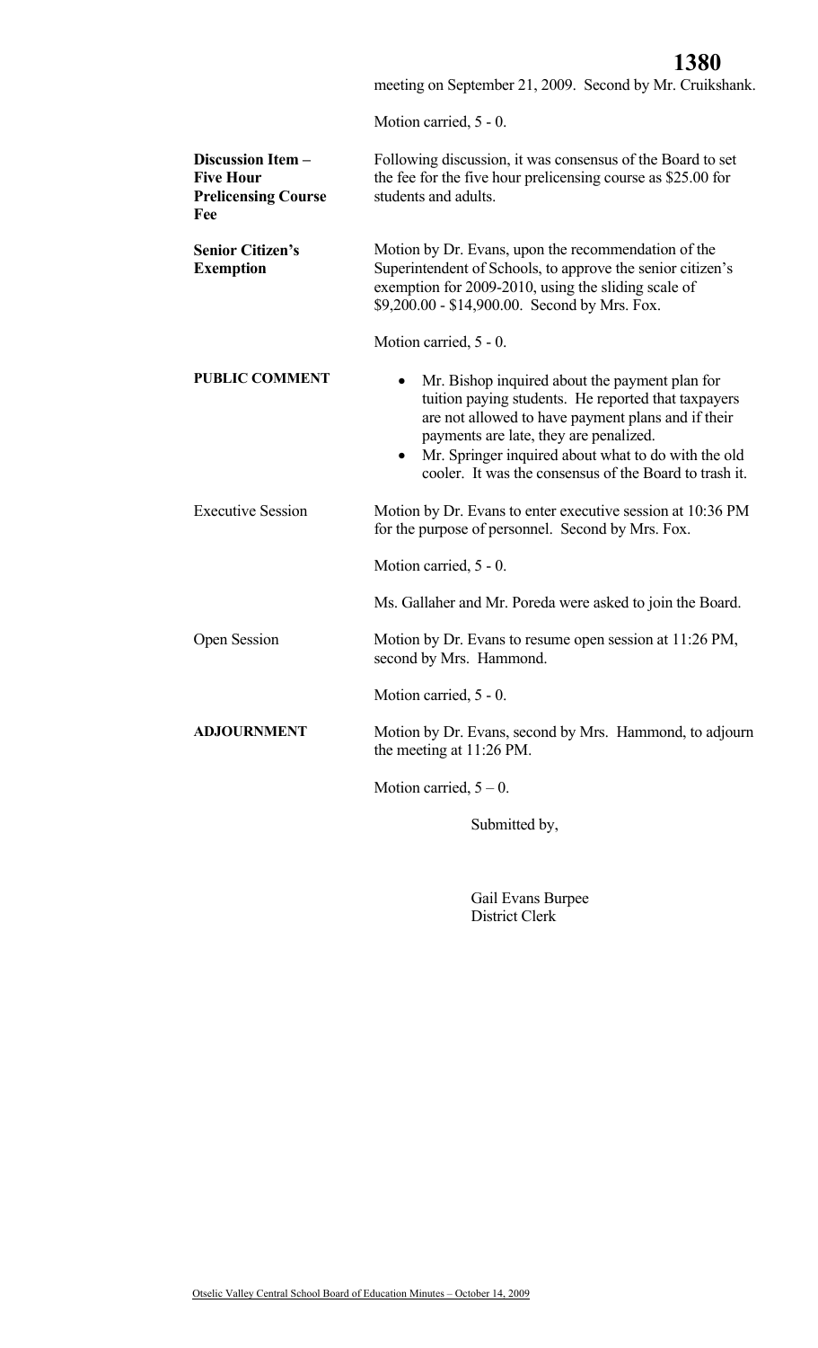meeting on September 21, 2009. Second by Mr. Cruikshank.

Motion carried, 5 - 0.

**Discussion Item – Five Hour Prelicensing Course Fee**

Following discussion, it was consensus of the Board to set the fee for the five hour prelicensing course as $25.00 for students and adults.

**Senior Citizen's Exemption**

Motion by Dr. Evans, upon the recommendation of the Superintendent of Schools, to approve the senior citizen's exemption for 2009-2010, using the sliding scale of $9,200.00 - $14,900.00. Second by Mrs. Fox.

Motion carried, 5 - 0.

**PUBLIC COMMENT**

- Mr. Bishop inquired about the payment plan for tuition paying students. He reported that taxpayers are not allowed to have payment plans and if their payments are late, they are penalized.
- Mr. Springer inquired about what to do with the old cooler. It was the consensus of the Board to trash it.

Executive Session

Motion by Dr. Evans to enter executive session at 10:36 PM for the purpose of personnel. Second by Mrs. Fox.

Motion carried, 5 - 0.

Ms. Gallaher and Mr. Poreda were asked to join the Board.

Open Session

Motion by Dr. Evans to resume open session at 11:26 PM, second by Mrs. Hammond.

Motion carried, 5 - 0.

**ADJOURNMENT**

Motion by Dr. Evans, second by Mrs. Hammond, to adjourn the meeting at 11:26 PM.

Motion carried, 5 – 0.

Submitted by,

Gail Evans Burpee
District Clerk